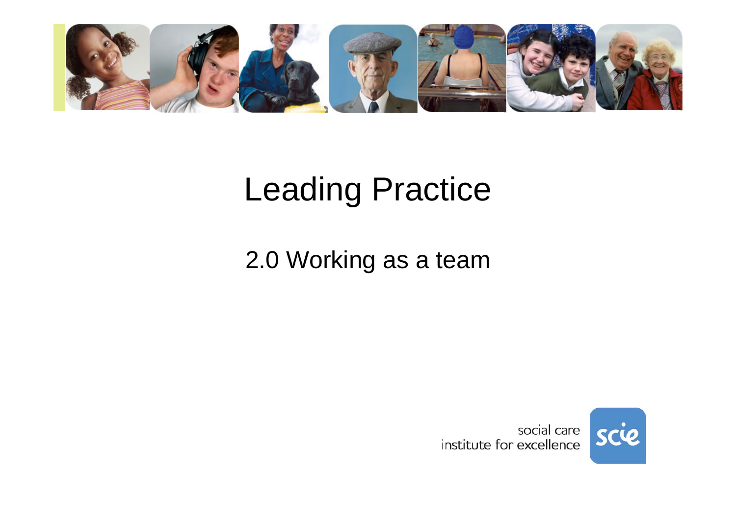# Leading Practice

## 2.0 Working as a team

social care institute for excellence

scie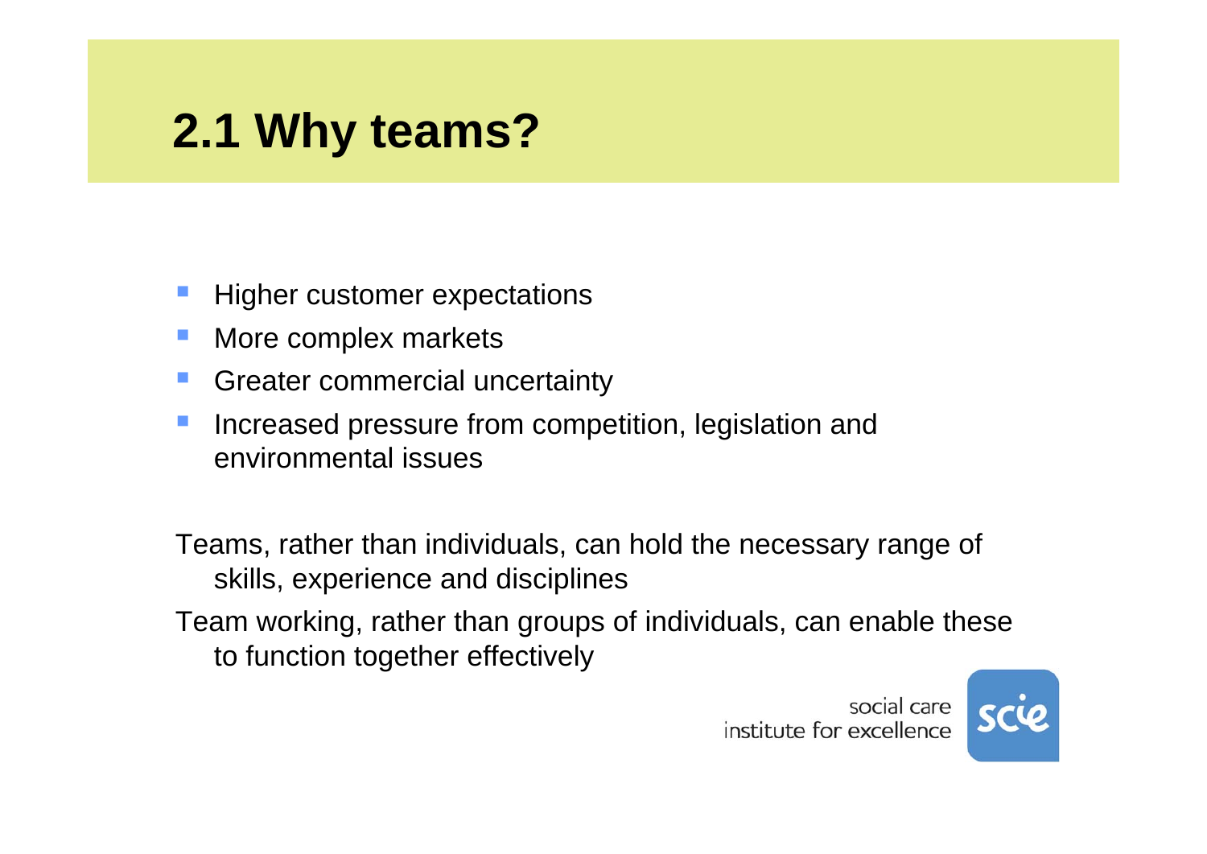# 2.1 Why teams?

- Higher customer expectations
- More complex markets
- Greater commercial uncertainty
- Increased pressure from competition, legislation and environmental issues

Teams, rather than individuals, can hold the necessary range of skills, experience and disciplines

Team working, rather than groups of individuals, can enable these to function together effectively

social care institute for excellence scie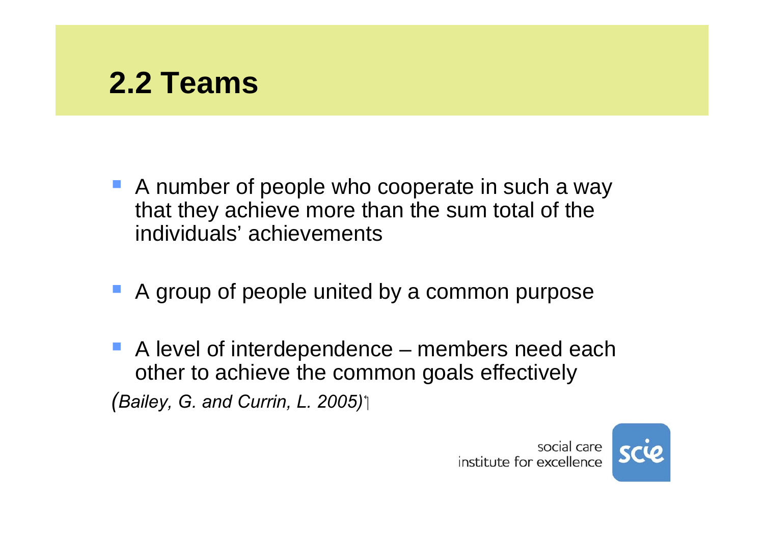## 2.2 Teams

- A number of people who cooperate in such a way that they achieve more than the sum total of the individuals' achievements

- A group of people united by a common purpose

- A level of interdependence – members need each other to achieve the common goals effectively

*(Bailey, G. and Currin, L. 2005)*

social care institute for excellence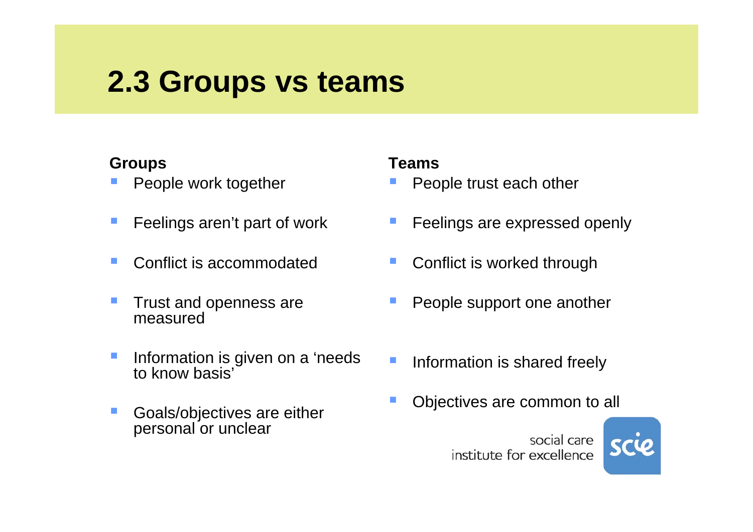# 2.3 Groups vs teams

**Groups**

- People work together
- Feelings aren't part of work
- Conflict is accommodated
- Trust and openness are measured
- Information is given on a 'needs to know basis'
- Goals/objectives are either personal or unclear

**Teams**

- People trust each other
- Feelings are expressed openly
- Conflict is worked through
- People support one another
- Information is shared freely
- Objectives are common to all

social care institute for excellence

scie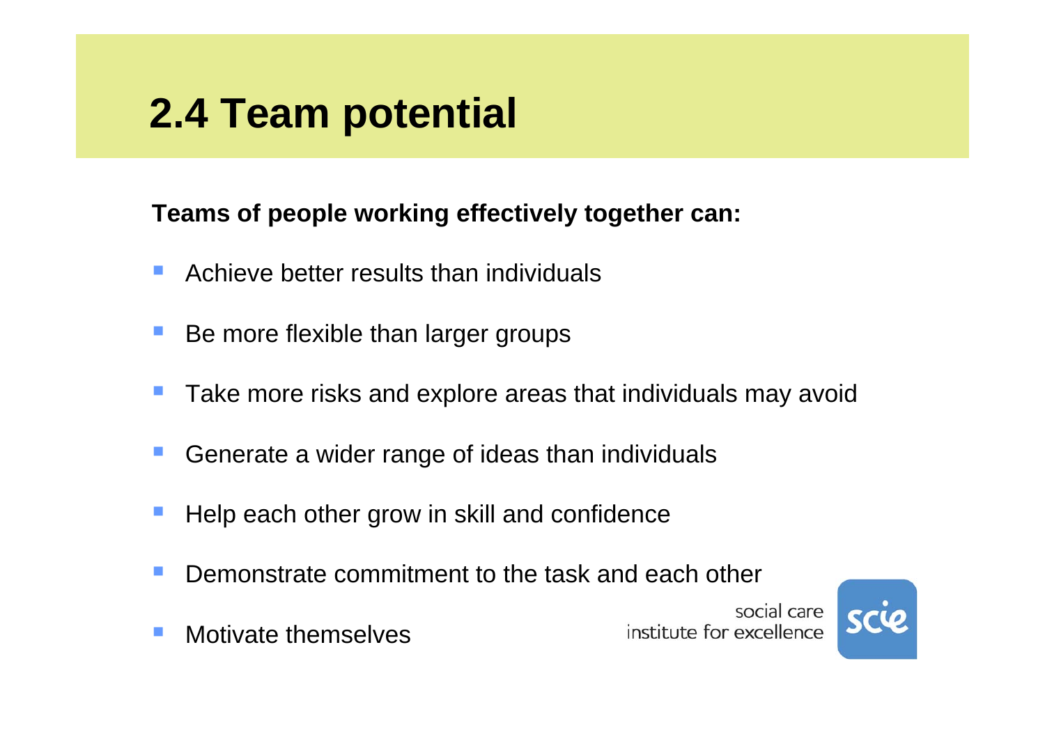# 2.4 Team potential

**Teams of people working effectively together can:**

- Achieve better results than individuals
- Be more flexible than larger groups
- Take more risks and explore areas that individuals may avoid
- Generate a wider range of ideas than individuals
- Help each other grow in skill and confidence
- Demonstrate commitment to the task and each other
- Motivate themselves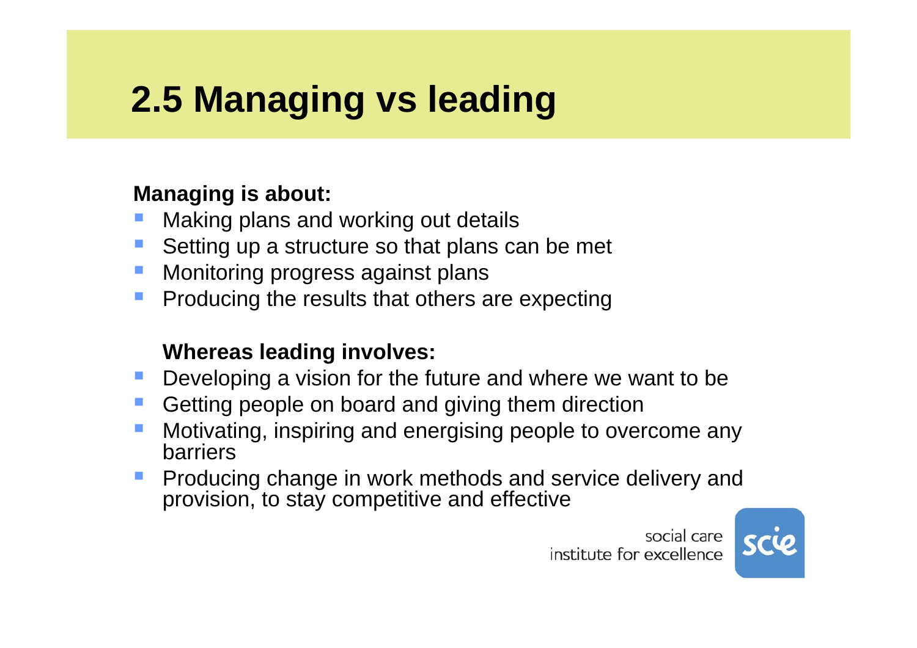# 2.5 Managing vs leading

**Managing is about:**

- Making plans and working out details
- Setting up a structure so that plans can be met
- Monitoring progress against plans
- Producing the results that others are expecting

**Whereas leading involves:**

- Developing a vision for the future and where we want to be
- Getting people on board and giving them direction
- Motivating, inspiring and energising people to overcome any barriers
- Producing change in work methods and service delivery and provision, to stay competitive and effective

social care institute for excellence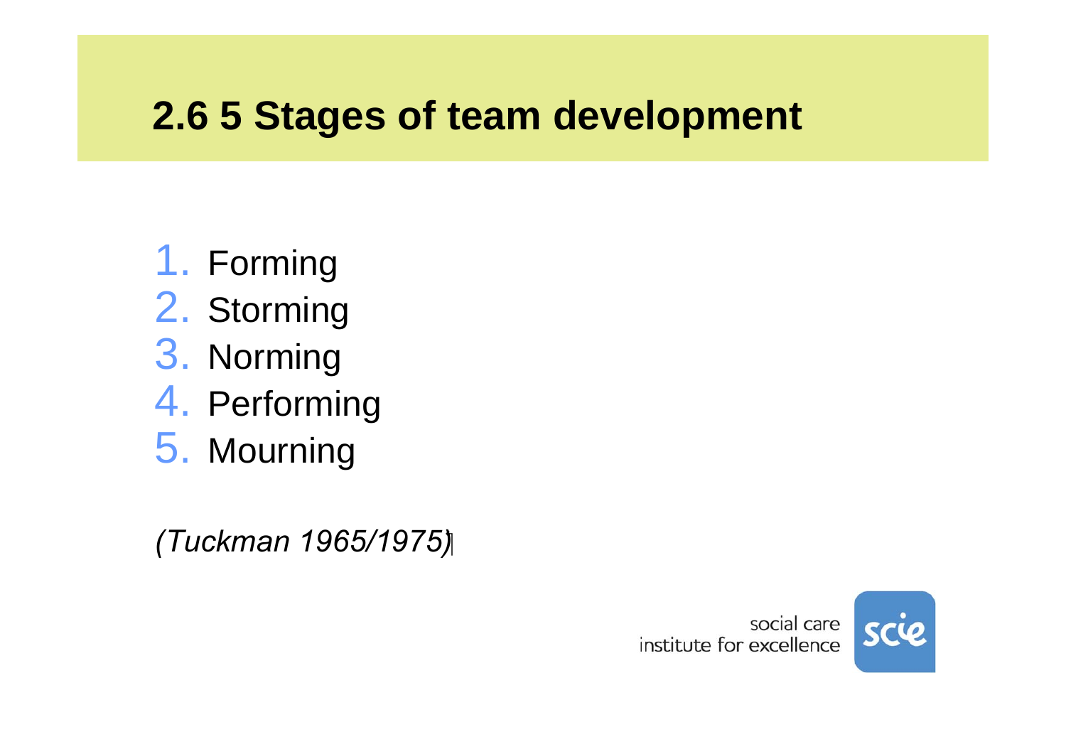## 2.6 5 Stages of team development

1. Forming
2. Storming
3. Norming
4. Performing
5. Mourning

*(Tuckman 1965/1975)*

social care institute for excellence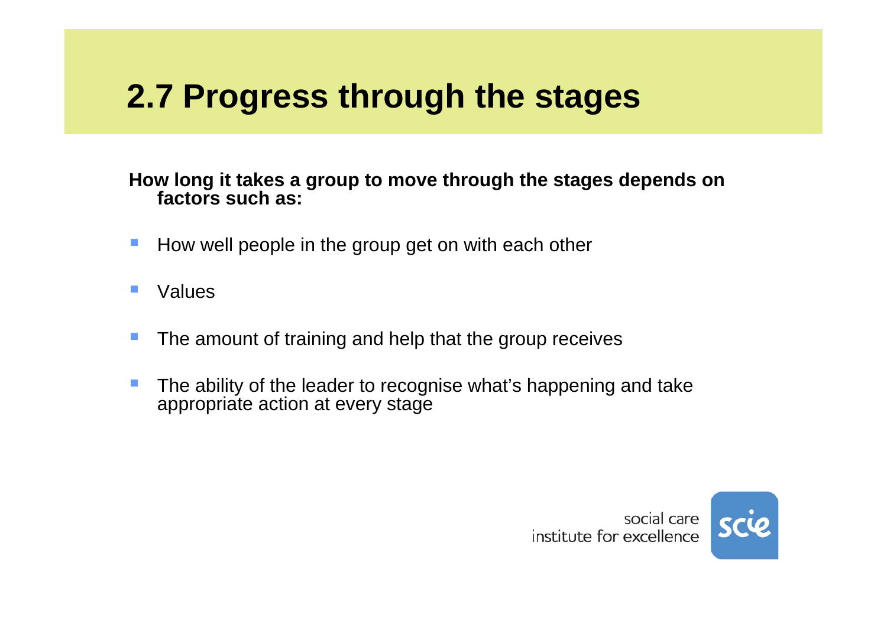# 2.7 Progress through the stages

**How long it takes a group to move through the stages depends on factors such as:**

- How well people in the group get on with each other
- Values
- The amount of training and help that the group receives
- The ability of the leader to recognise what's happening and take appropriate action at every stage

social care
institute for excellence